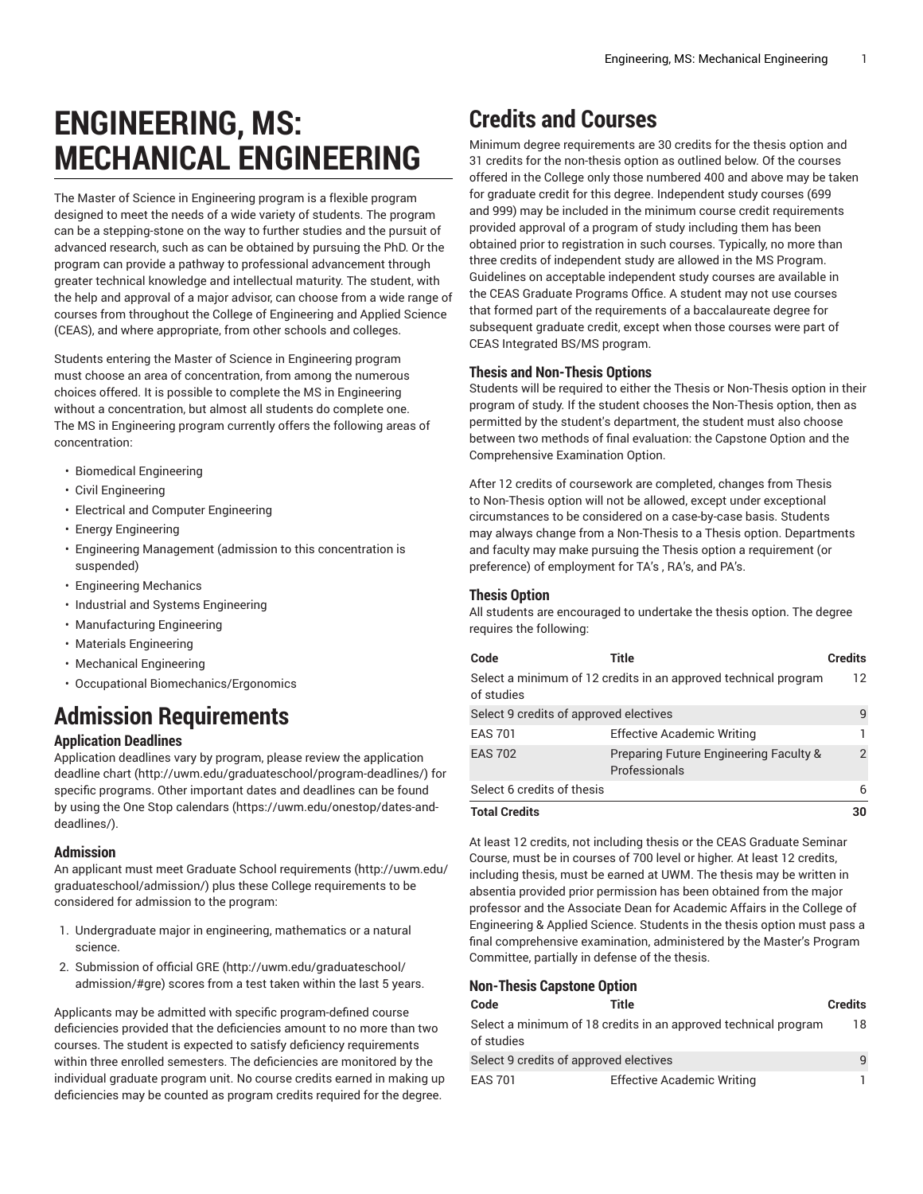# ENGINEERING, MS: MECHANICAL ENGINEERING

The Master of Science in Engineering program is a flexible program designed to meet the needs of a wide variety of students. The program can be a stepping-stone on the way to further studies and the pursuit of advanced research, such as can be obtained by pursuing the PhD. Or the program can provide a pathway to professional advancement through greater technical knowledge and intellectual maturity. The student, with the help and approval of a major advisor, can choose from a wide range of courses from throughout the College of Engineering and Applied Science (CEAS), and where appropriate, from other schools and colleges.

Students entering the Master of Science in Engineering program must choose an area of concentration, from among the numerous choices offered. It is possible to complete the MS in Engineering without a concentration, but almost all students do complete one. The MS in Engineering program currently offers the following areas of concentration:

- Biomedical Engineering
- Civil Engineering
- Electrical and Computer Engineering
- Energy Engineering
- Engineering Management (admission to this concentration is suspended)
- Engineering Mechanics
- Industrial and Systems Engineering
- Manufacturing Engineering
- Materials Engineering
- Mechanical Engineering
- Occupational Biomechanics/Ergonomics

## Admission Requirements

### Application Deadlines

Application deadlines vary by program, please review the application deadline chart (http://uwm.edu/graduateschool/program-deadlines/) for specific programs. Other important dates and deadlines can be found by using the One Stop calendars (https://uwm.edu/onestop/dates-and-deadlines/).

### Admission

An applicant must meet Graduate School requirements (http://uwm.edu/graduateschool/admission/) plus these College requirements to be considered for admission to the program:

1. Undergraduate major in engineering, mathematics or a natural science.
2. Submission of official GRE (http://uwm.edu/graduateschool/admission/#gre) scores from a test taken within the last 5 years.

Applicants may be admitted with specific program-defined course deficiencies provided that the deficiencies amount to no more than two courses. The student is expected to satisfy deficiency requirements within three enrolled semesters. The deficiencies are monitored by the individual graduate program unit. No course credits earned in making up deficiencies may be counted as program credits required for the degree.

## Credits and Courses

Minimum degree requirements are 30 credits for the thesis option and 31 credits for the non-thesis option as outlined below. Of the courses offered in the College only those numbered 400 and above may be taken for graduate credit for this degree. Independent study courses (699 and 999) may be included in the minimum course credit requirements provided approval of a program of study including them has been obtained prior to registration in such courses. Typically, no more than three credits of independent study are allowed in the MS Program. Guidelines on acceptable independent study courses are available in the CEAS Graduate Programs Office. A student may not use courses that formed part of the requirements of a baccalaureate degree for subsequent graduate credit, except when those courses were part of CEAS Integrated BS/MS program.

### Thesis and Non-Thesis Options

Students will be required to either the Thesis or Non-Thesis option in their program of study. If the student chooses the Non-Thesis option, then as permitted by the student's department, the student must also choose between two methods of final evaluation: the Capstone Option and the Comprehensive Examination Option.

After 12 credits of coursework are completed, changes from Thesis to Non-Thesis option will not be allowed, except under exceptional circumstances to be considered on a case-by-case basis. Students may always change from a Non-Thesis to a Thesis option. Departments and faculty may make pursuing the Thesis option a requirement (or preference) of employment for TA's , RA's, and PA's.

### Thesis Option

All students are encouraged to undertake the thesis option. The degree requires the following:

| Code | Title | Credits |
|---|---|---|
| Select a minimum of 12 credits in an approved technical program of studies | | 12 |
| Select 9 credits of approved electives | | 9 |
| EAS 701 | Effective Academic Writing | 1 |
| EAS 702 | Preparing Future Engineering Faculty & Professionals | 2 |
| Select 6 credits of thesis | | 6 |
| **Total Credits** | | **30** |

At least 12 credits, not including thesis or the CEAS Graduate Seminar Course, must be in courses of 700 level or higher. At least 12 credits, including thesis, must be earned at UWM. The thesis may be written in absentia provided prior permission has been obtained from the major professor and the Associate Dean for Academic Affairs in the College of Engineering & Applied Science. Students in the thesis option must pass a final comprehensive examination, administered by the Master's Program Committee, partially in defense of the thesis.

### Non-Thesis Capstone Option

| Code | Title | Credits |
|---|---|---|
| Select a minimum of 18 credits in an approved technical program of studies | | 18 |
| Select 9 credits of approved electives | | 9 |
| EAS 701 | Effective Academic Writing | 1 |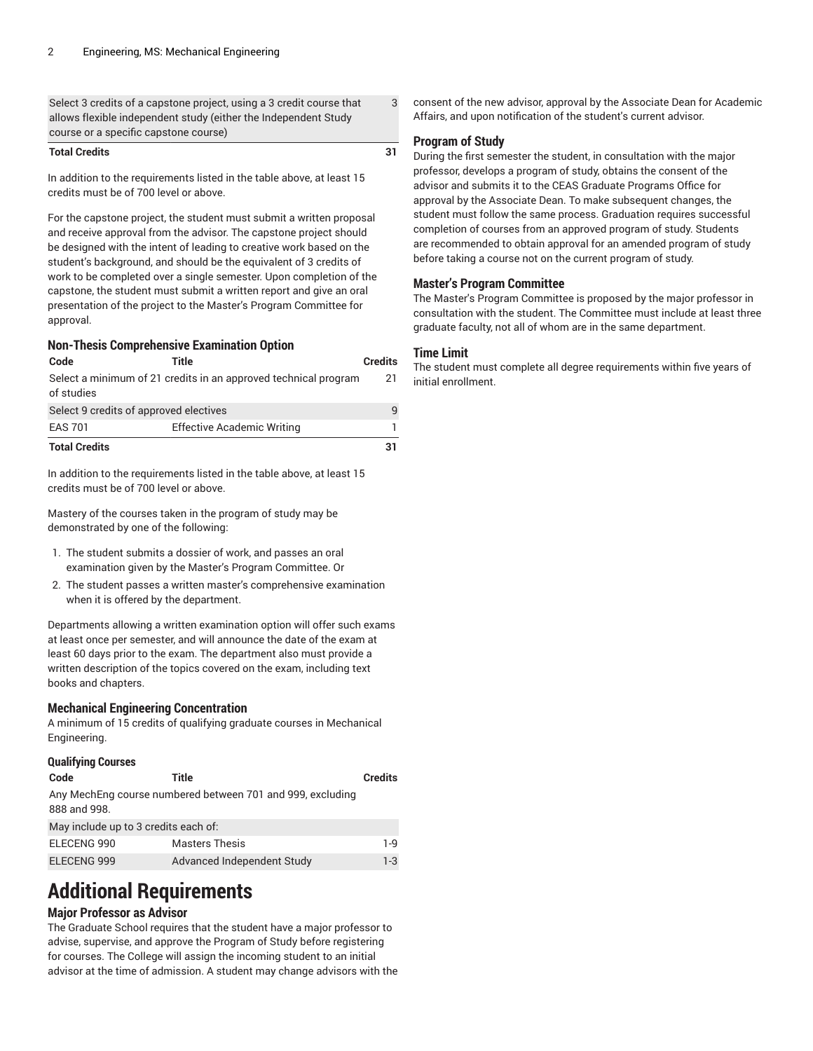| | | |
|---|---|---|
| Select 3 credits of a capstone project, using a 3 credit course that allows flexible independent study (either the Independent Study course or a specific capstone course) | | 3 |
| **Total Credits** | | **31** |

In addition to the requirements listed in the table above, at least 15 credits must be of 700 level or above.

For the capstone project, the student must submit a written proposal and receive approval from the advisor. The capstone project should be designed with the intent of leading to creative work based on the student's background, and should be the equivalent of 3 credits of work to be completed over a single semester. Upon completion of the capstone, the student must submit a written report and give an oral presentation of the project to the Master's Program Committee for approval.

### Non-Thesis Comprehensive Examination Option

| Code | Title | Credits |
|---|---|---|
| Select a minimum of 21 credits in an approved technical program of studies | | 21 |
| Select 9 credits of approved electives | | 9 |
| EAS 701 | Effective Academic Writing | 1 |
| **Total Credits** | | **31** |

In addition to the requirements listed in the table above, at least 15 credits must be of 700 level or above.

Mastery of the courses taken in the program of study may be demonstrated by one of the following:

1. The student submits a dossier of work, and passes an oral examination given by the Master's Program Committee. Or
2. The student passes a written master's comprehensive examination when it is offered by the department.

Departments allowing a written examination option will offer such exams at least once per semester, and will announce the date of the exam at least 60 days prior to the exam. The department also must provide a written description of the topics covered on the exam, including text books and chapters.

### Mechanical Engineering Concentration

A minimum of 15 credits of qualifying graduate courses in Mechanical Engineering.

#### Qualifying Courses

| Code | Title | Credits |
|---|---|---|
| Any MechEng course numbered between 701 and 999, excluding 888 and 998. | | |
| May include up to 3 credits each of: | | |
| ELECENG 990 | Masters Thesis | 1-9 |
| ELECENG 999 | Advanced Independent Study | 1-3 |

# Additional Requirements

### Major Professor as Advisor

The Graduate School requires that the student have a major professor to advise, supervise, and approve the Program of Study before registering for courses. The College will assign the incoming student to an initial advisor at the time of admission. A student may change advisors with the consent of the new advisor, approval by the Associate Dean for Academic Affairs, and upon notification of the student's current advisor.

### Program of Study

During the first semester the student, in consultation with the major professor, develops a program of study, obtains the consent of the advisor and submits it to the CEAS Graduate Programs Office for approval by the Associate Dean. To make subsequent changes, the student must follow the same process. Graduation requires successful completion of courses from an approved program of study. Students are recommended to obtain approval for an amended program of study before taking a course not on the current program of study.

### Master's Program Committee

The Master's Program Committee is proposed by the major professor in consultation with the student. The Committee must include at least three graduate faculty, not all of whom are in the same department.

### Time Limit

The student must complete all degree requirements within five years of initial enrollment.